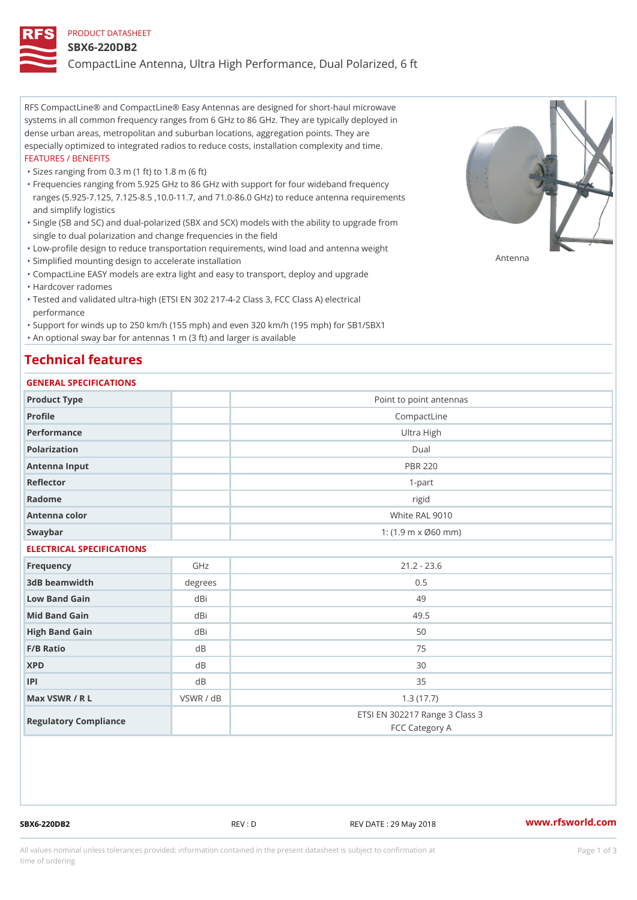PRODUCT DATASHEET

# SBX6-220DB2

## CompactLine Antenna, Ultra High Performance, Dual Polarized, 6 ft

RFS CompactLine® and CompactLine® Easy Antennas are designed for short-haul microwave systems in all common frequency ranges from 6 GHz to 86 GHz. They are typically deployed in dense urban areas, metropolitan and suburban locations, aggregation points. They are especially optimized to integrated radios to reduce costs, installation complexity and time.

FEATURES / BENEFITS

- Sizes ranging from 0.3 m (1 ft) to 1.8 m (6 ft)
- Frequencies ranging from 5.925 GHz to 86 GHz with support for four wideband frequency ranges (5.925-7.125, 7.125-8.5 ,10.0-11.7, and 71.0-86.0 GHz) to reduce antenna requirements and simplify logistics
- Single (SB and SC) and dual-polarized (SBX and SCX) models with the ability to upgrade from single to dual polarization and change frequencies in the field
- Low-profile design to reduce transportation requirements, wind load and antenna weight
- Simplified mounting design to accelerate installation
- CompactLine EASY models are extra light and easy to transport, deploy and upgrade
- Hardcover radomes
- Tested and validated ultra-high (ETSI EN 302 217-4-2 Class 3, FCC Class A) electrical performance
- Support for winds up to 250 km/h (155 mph) and even 320 km/h (195 mph) for SB1/SBX1
- An optional sway bar for antennas 1 m (3 ft) and larger is available

Antenna

## Technical features

### GENERAL SPECIFICATIONS

| | | |
|---|---|---|
| Product Type | | Point to point antennas |
| Profile | | CompactLine |
| Performance | | Ultra High |
| Polarization | | Dual |
| Antenna Input | | PBR 220 |
| Reflector | | 1-part |
| Radome | | rigid |
| Antenna color | | White RAL 9010 |
| Swaybar | | 1: (1.9 m x Ø60 mm) |

### ELECTRICAL SPECIFICATIONS

| | | |
|---|---|---|
| Frequency | GHz | 21.2 - 23.6 |
| 3dB beamwidth | degrees | 0.5 |
| Low Band Gain | dBi | 49 |
| Mid Band Gain | dBi | 49.5 |
| High Band Gain | dBi | 50 |
| F/B Ratio | dB | 75 |
| XPD | dB | 30 |
| IPI | dB | 35 |
| Max VSWR / R L | VSWR / dB | 1.3 (17.7) |
| Regulatory Compliance | | ETSI EN 302217 Range 3 Class 3<br>FCC Category A |

SBX6-220DB2 REV : D REV DATE : 29 May 2018 www.rfsworld.com

All values nominal unless tolerances provided; information contained in the present datasheet is subject to confirmation at time of ordering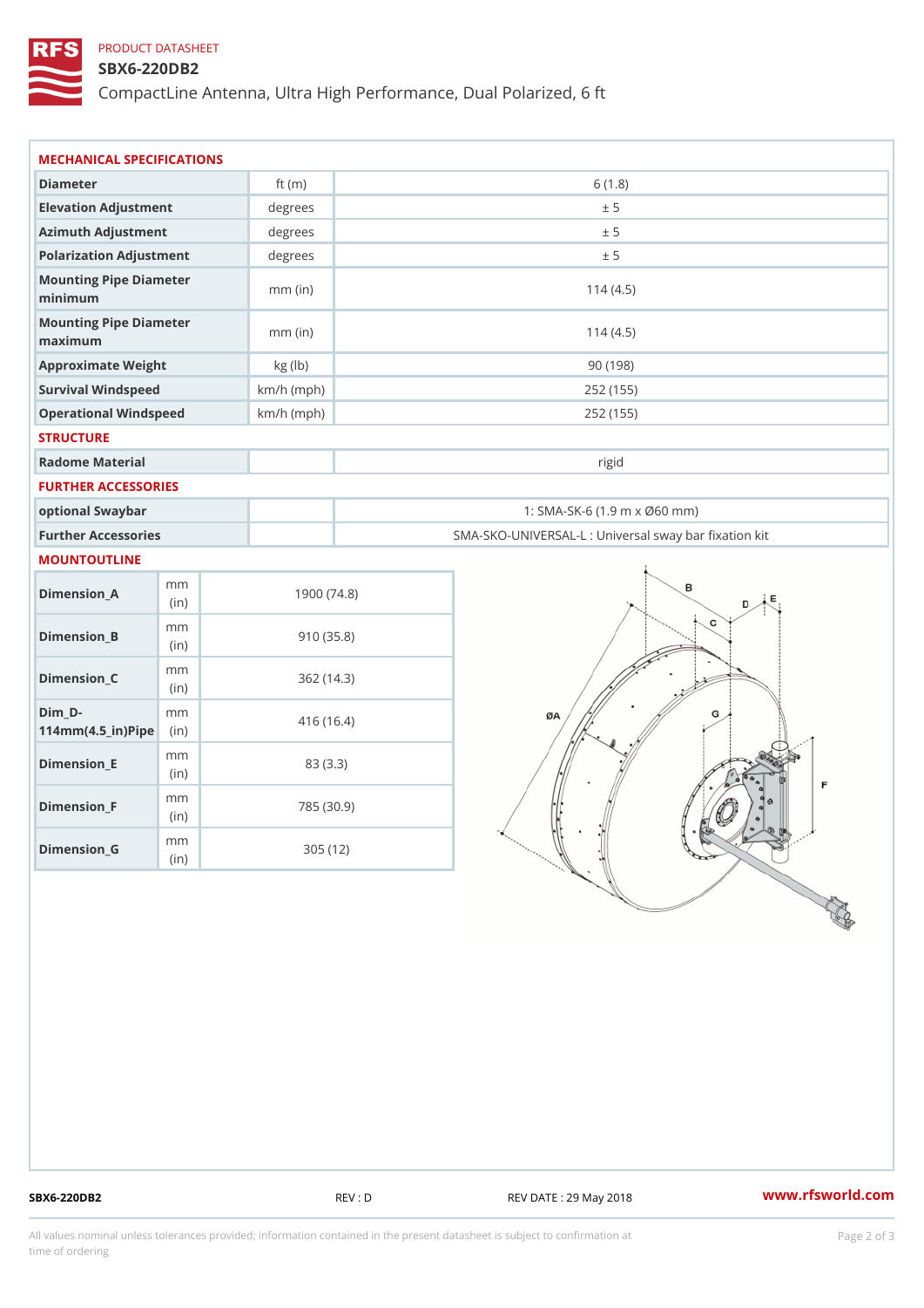PRODUCT DATASHEET

# SBX6-220DB2

CompactLine Antenna, Ultra High Performance, Dual Polarized, 6 ft

## MECHANICAL SPECIFICATIONS

| Parameter | Unit | Value |
|---|---|---|
| Diameter | ft (m) | 6 (1.8) |
| Elevation Adjustment | degrees | ± 5 |
| Azimuth Adjustment | degrees | ± 5 |
| Polarization Adjustment | degrees | ± 5 |
| Mounting Pipe Diameter minimum | mm (in) | 114 (4.5) |
| Mounting Pipe Diameter maximum | mm (in) | 114 (4.5) |
| Approximate Weight | kg (lb) | 90 (198) |
| Survival Windspeed | km/h (mph) | 252 (155) |
| Operational Windspeed | km/h (mph) | 252 (155) |

## STRUCTURE

| Parameter | Unit | Value |
|---|---|---|
| Radome Material | | rigid |

## FURTHER ACCESSORIES

| Parameter | Unit | Value |
|---|---|---|
| optional Swaybar | | 1: SMA-SK-6 (1.9 m x Ø60 mm) |
| Further Accessories | | SMA-SKO-UNIVERSAL-L : Universal sway bar fixation kit |

## MOUNTOUTLINE

| Dimension | Unit | Value |
|---|---|---|
| Dimension_A | mm (in) | 1900 (74.8) |
| Dimension_B | mm (in) | 910 (35.8) |
| Dimension_C | mm (in) | 362 (14.3) |
| Dim_D-114mm(4.5_in)Pipe | mm (in) | 416 (16.4) |
| Dimension_E | mm (in) | 83 (3.3) |
| Dimension_F | mm (in) | 785 (30.9) |
| Dimension_G | mm (in) | 305 (12) |

SBX6-220DB2 REV : D REV DATE : 29 May 2018 www.rfsworld.com

All values nominal unless tolerances provided; information contained in the present datasheet is subject to confirmation at time of ordering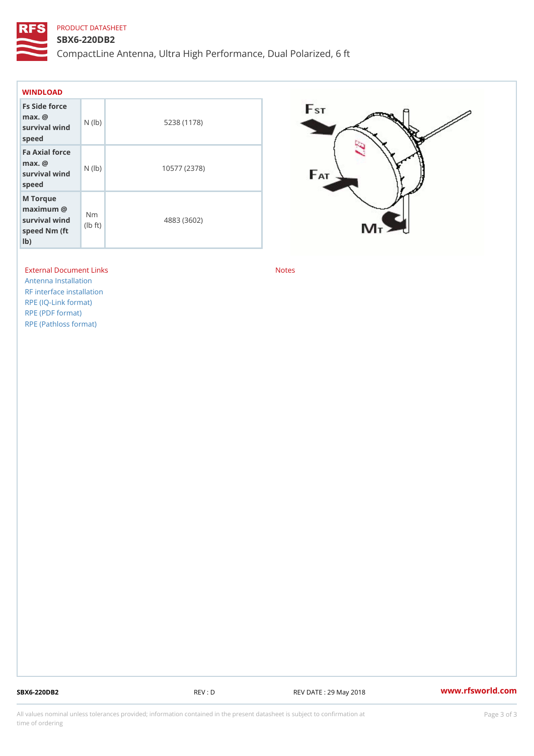PRODUCT DATASHEET

# SBX6-220DB2

CompactLine Antenna, Ultra High Performance, Dual Polarized, 6 ft

## WINDLOAD

| | | |
|---|---|---|
| Fs Side force max. @ survival wind speed | N (lb) | 5238 (1178) |
| Fa Axial force max. @ survival wind speed | N (lb) | 10577 (2378) |
| M Torque maximum @ survival wind speed Nm (ft lb) | Nm (lb ft) | 4883 (3602) |

FST

FAT

MT

### External Document Links

- Antenna Installation
- RF interface installation
- RPE (IQ-Link format)
- RPE (PDF format)
- RPE (Pathloss format)

### Notes

SBX6-220DB2 REV : D REV DATE : 29 May 2018 www.rfsworld.com

All values nominal unless tolerances provided; information contained in the present datasheet is subject to confirmation at time of ordering